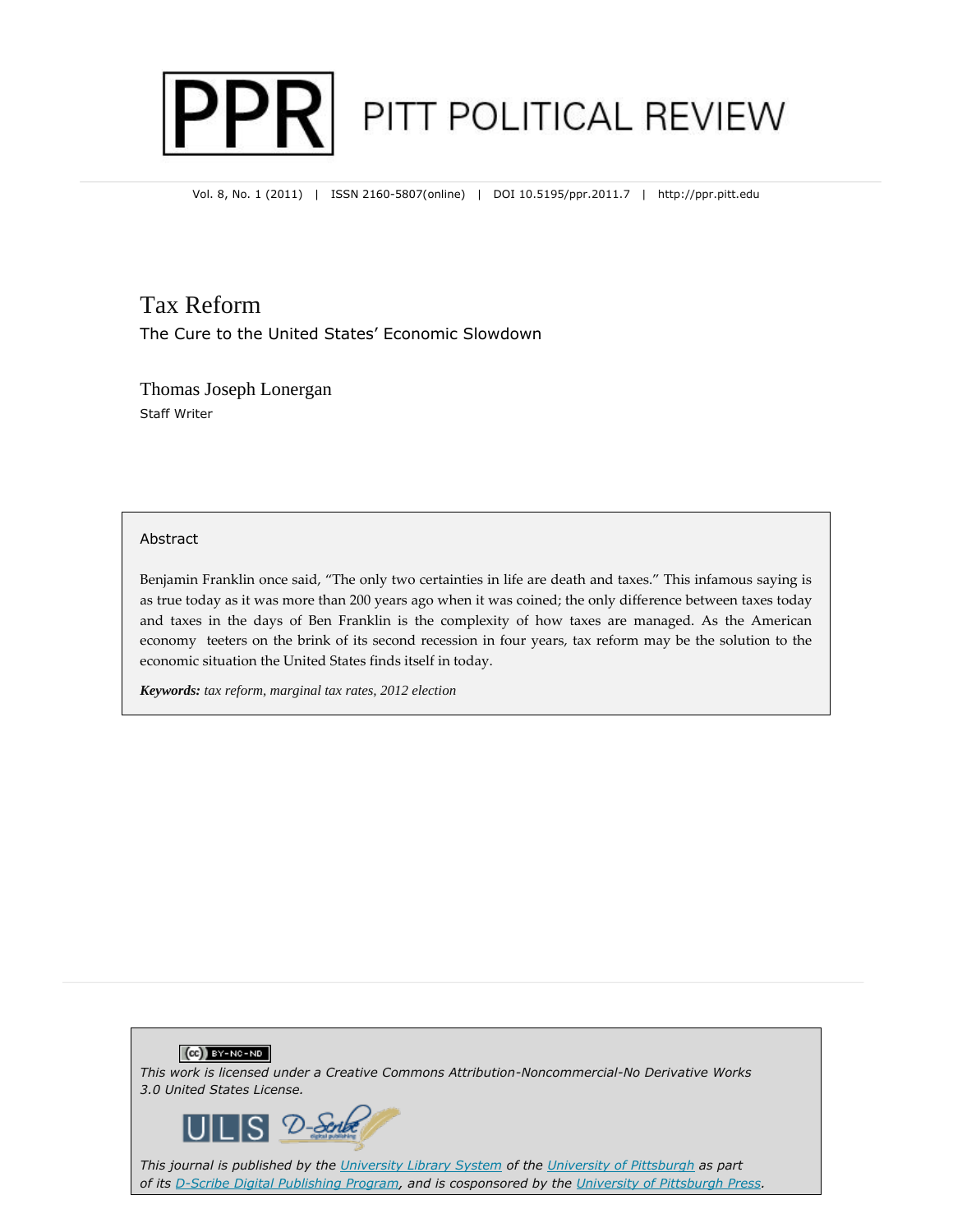# PITT POLITICAL REVIEW

Vol. 8, No. 1 (2011) | ISSN 2160-5807(online) | DOI 10.5195/ppr.2011.7 | http://ppr.pitt.edu

## Tax Reform

### The Cure to the United States' Economic Slowdown

Thomas Joseph Lonergan

Staff Writer

### Abstract

Benjamin Franklin once said, "The only two certainties in life are death and taxes." This infamous saying is as true today as it was more than 200 years ago when it was coined; the only difference between taxes today and taxes in the days of Ben Franklin is the complexity of how taxes are managed. As the American economy teeters on the brink of its second recession in four years, tax reform may be the solution to the economic situation the United States finds itself in today.

***Keywords:*** *tax reform, marginal tax rates, 2012 election*

*This work is licensed under a Creative Commons Attribution-Noncommercial-No Derivative Works 3.0 United States License.*

*This journal is published by the University Library System of the University of Pittsburgh as part of its D-Scribe Digital Publishing Program, and is cosponsored by the University of Pittsburgh Press.*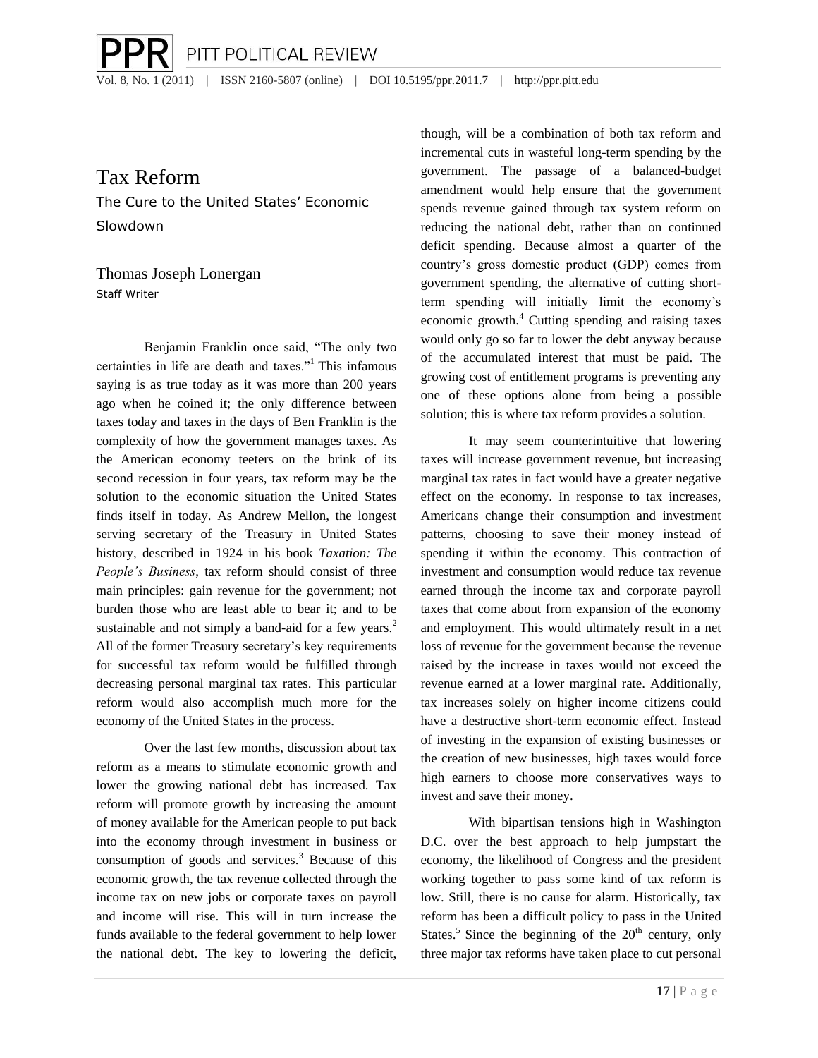# Tax Reform

## The Cure to the United States' Economic Slowdown

Thomas Joseph Lonergan

Staff Writer

Benjamin Franklin once said, "The only two certainties in life are death and taxes."[1] This infamous saying is as true today as it was more than 200 years ago when he coined it; the only difference between taxes today and taxes in the days of Ben Franklin is the complexity of how the government manages taxes. As the American economy teeters on the brink of its second recession in four years, tax reform may be the solution to the economic situation the United States finds itself in today. As Andrew Mellon, the longest serving secretary of the Treasury in United States history, described in 1924 in his book *Taxation: The People's Business*, tax reform should consist of three main principles: gain revenue for the government; not burden those who are least able to bear it; and to be sustainable and not simply a band-aid for a few years.[2] All of the former Treasury secretary's key requirements for successful tax reform would be fulfilled through decreasing personal marginal tax rates. This particular reform would also accomplish much more for the economy of the United States in the process.

Over the last few months, discussion about tax reform as a means to stimulate economic growth and lower the growing national debt has increased. Tax reform will promote growth by increasing the amount of money available for the American people to put back into the economy through investment in business or consumption of goods and services.[3] Because of this economic growth, the tax revenue collected through the income tax on new jobs or corporate taxes on payroll and income will rise. This will in turn increase the funds available to the federal government to help lower the national debt. The key to lowering the deficit, though, will be a combination of both tax reform and incremental cuts in wasteful long-term spending by the government. The passage of a balanced-budget amendment would help ensure that the government spends revenue gained through tax system reform on reducing the national debt, rather than on continued deficit spending. Because almost a quarter of the country's gross domestic product (GDP) comes from government spending, the alternative of cutting short-term spending will initially limit the economy's economic growth.[4] Cutting spending and raising taxes would only go so far to lower the debt anyway because of the accumulated interest that must be paid. The growing cost of entitlement programs is preventing any one of these options alone from being a possible solution; this is where tax reform provides a solution.

It may seem counterintuitive that lowering taxes will increase government revenue, but increasing marginal tax rates in fact would have a greater negative effect on the economy. In response to tax increases, Americans change their consumption and investment patterns, choosing to save their money instead of spending it within the economy. This contraction of investment and consumption would reduce tax revenue earned through the income tax and corporate payroll taxes that come about from expansion of the economy and employment. This would ultimately result in a net loss of revenue for the government because the revenue raised by the increase in taxes would not exceed the revenue earned at a lower marginal rate. Additionally, tax increases solely on higher income citizens could have a destructive short-term economic effect. Instead of investing in the expansion of existing businesses or the creation of new businesses, high taxes would force high earners to choose more conservatives ways to invest and save their money.

With bipartisan tensions high in Washington D.C. over the best approach to help jumpstart the economy, the likelihood of Congress and the president working together to pass some kind of tax reform is low. Still, there is no cause for alarm. Historically, tax reform has been a difficult policy to pass in the United States.[5] Since the beginning of the 20th century, only three major tax reforms have taken place to cut personal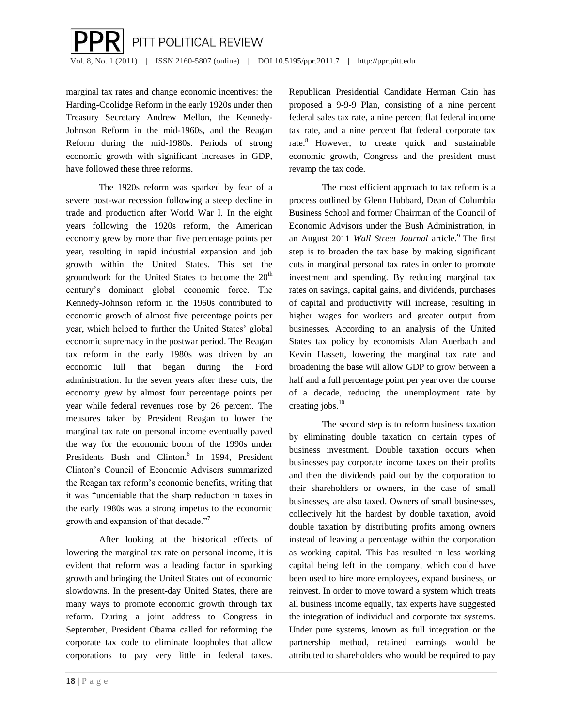marginal tax rates and change economic incentives: the Harding-Coolidge Reform in the early 1920s under then Treasury Secretary Andrew Mellon, the Kennedy-Johnson Reform in the mid-1960s, and the Reagan Reform during the mid-1980s. Periods of strong economic growth with significant increases in GDP, have followed these three reforms.

The 1920s reform was sparked by fear of a severe post-war recession following a steep decline in trade and production after World War I. In the eight years following the 1920s reform, the American economy grew by more than five percentage points per year, resulting in rapid industrial expansion and job growth within the United States. This set the groundwork for the United States to become the 20th century's dominant global economic force. The Kennedy-Johnson reform in the 1960s contributed to economic growth of almost five percentage points per year, which helped to further the United States' global economic supremacy in the postwar period. The Reagan tax reform in the early 1980s was driven by an economic lull that began during the Ford administration. In the seven years after these cuts, the economy grew by almost four percentage points per year while federal revenues rose by 26 percent. The measures taken by President Reagan to lower the marginal tax rate on personal income eventually paved the way for the economic boom of the 1990s under Presidents Bush and Clinton.[6] In 1994, President Clinton's Council of Economic Advisers summarized the Reagan tax reform's economic benefits, writing that it was "undeniable that the sharp reduction in taxes in the early 1980s was a strong impetus to the economic growth and expansion of that decade."[7]

After looking at the historical effects of lowering the marginal tax rate on personal income, it is evident that reform was a leading factor in sparking growth and bringing the United States out of economic slowdowns. In the present-day United States, there are many ways to promote economic growth through tax reform. During a joint address to Congress in September, President Obama called for reforming the corporate tax code to eliminate loopholes that allow corporations to pay very little in federal taxes. Republican Presidential Candidate Herman Cain has proposed a 9-9-9 Plan, consisting of a nine percent federal sales tax rate, a nine percent flat federal income tax rate, and a nine percent flat federal corporate tax rate.[8] However, to create quick and sustainable economic growth, Congress and the president must revamp the tax code.

The most efficient approach to tax reform is a process outlined by Glenn Hubbard, Dean of Columbia Business School and former Chairman of the Council of Economic Advisors under the Bush Administration, in an August 2011 *Wall Street Journal* article.[9] The first step is to broaden the tax base by making significant cuts in marginal personal tax rates in order to promote investment and spending. By reducing marginal tax rates on savings, capital gains, and dividends, purchases of capital and productivity will increase, resulting in higher wages for workers and greater output from businesses. According to an analysis of the United States tax policy by economists Alan Auerbach and Kevin Hassett, lowering the marginal tax rate and broadening the base will allow GDP to grow between a half and a full percentage point per year over the course of a decade, reducing the unemployment rate by creating jobs.[10]

The second step is to reform business taxation by eliminating double taxation on certain types of business investment. Double taxation occurs when businesses pay corporate income taxes on their profits and then the dividends paid out by the corporation to their shareholders or owners, in the case of small businesses, are also taxed. Owners of small businesses, collectively hit the hardest by double taxation, avoid double taxation by distributing profits among owners instead of leaving a percentage within the corporation as working capital. This has resulted in less working capital being left in the company, which could have been used to hire more employees, expand business, or reinvest. In order to move toward a system which treats all business income equally, tax experts have suggested the integration of individual and corporate tax systems. Under pure systems, known as full integration or the partnership method, retained earnings would be attributed to shareholders who would be required to pay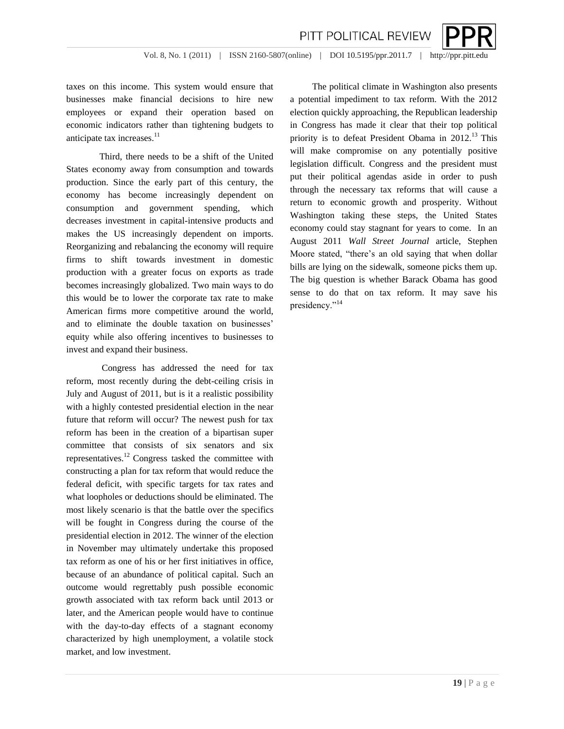taxes on this income. This system would ensure that businesses make financial decisions to hire new employees or expand their operation based on economic indicators rather than tightening budgets to anticipate tax increases.[11]

Third, there needs to be a shift of the United States economy away from consumption and towards production. Since the early part of this century, the economy has become increasingly dependent on consumption and government spending, which decreases investment in capital-intensive products and makes the US increasingly dependent on imports. Reorganizing and rebalancing the economy will require firms to shift towards investment in domestic production with a greater focus on exports as trade becomes increasingly globalized. Two main ways to do this would be to lower the corporate tax rate to make American firms more competitive around the world, and to eliminate the double taxation on businesses' equity while also offering incentives to businesses to invest and expand their business.

Congress has addressed the need for tax reform, most recently during the debt-ceiling crisis in July and August of 2011, but is it a realistic possibility with a highly contested presidential election in the near future that reform will occur? The newest push for tax reform has been in the creation of a bipartisan super committee that consists of six senators and six representatives.[12] Congress tasked the committee with constructing a plan for tax reform that would reduce the federal deficit, with specific targets for tax rates and what loopholes or deductions should be eliminated. The most likely scenario is that the battle over the specifics will be fought in Congress during the course of the presidential election in 2012. The winner of the election in November may ultimately undertake this proposed tax reform as one of his or her first initiatives in office, because of an abundance of political capital. Such an outcome would regrettably push possible economic growth associated with tax reform back until 2013 or later, and the American people would have to continue with the day-to-day effects of a stagnant economy characterized by high unemployment, a volatile stock market, and low investment.

The political climate in Washington also presents a potential impediment to tax reform. With the 2012 election quickly approaching, the Republican leadership in Congress has made it clear that their top political priority is to defeat President Obama in 2012.[13] This will make compromise on any potentially positive legislation difficult. Congress and the president must put their political agendas aside in order to push through the necessary tax reforms that will cause a return to economic growth and prosperity. Without Washington taking these steps, the United States economy could stay stagnant for years to come. In an August 2011 *Wall Street Journal* article, Stephen Moore stated, "there's an old saying that when dollar bills are lying on the sidewalk, someone picks them up. The big question is whether Barack Obama has good sense to do that on tax reform. It may save his presidency."[14]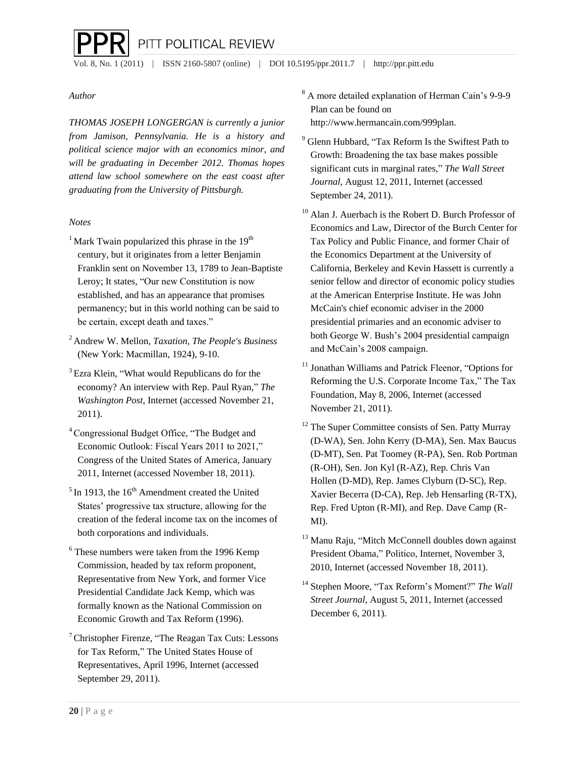*Author*

*THOMAS JOSEPH LONGERGAN is currently a junior from Jamison, Pennsylvania. He is a history and political science major with an economics minor, and will be graduating in December 2012. Thomas hopes attend law school somewhere on the east coast after graduating from the University of Pittsburgh.*

*Notes*

[1] Mark Twain popularized this phrase in the 19th century, but it originates from a letter Benjamin Franklin sent on November 13, 1789 to Jean-Baptiste Leroy; It states, "Our new Constitution is now established, and has an appearance that promises permanency; but in this world nothing can be said to be certain, except death and taxes."

[2] Andrew W. Mellon, *Taxation, The People's Business* (New York: Macmillan, 1924), 9-10.

[3] Ezra Klein, "What would Republicans do for the economy? An interview with Rep. Paul Ryan," *The Washington Post*, Internet (accessed November 21, 2011).

[4] Congressional Budget Office, "The Budget and Economic Outlook: Fiscal Years 2011 to 2021," Congress of the United States of America, January 2011, Internet (accessed November 18, 2011).

[5] In 1913, the 16th Amendment created the United States' progressive tax structure, allowing for the creation of the federal income tax on the incomes of both corporations and individuals.

[6] These numbers were taken from the 1996 Kemp Commission, headed by tax reform proponent, Representative from New York, and former Vice Presidential Candidate Jack Kemp, which was formally known as the National Commission on Economic Growth and Tax Reform (1996).

[7] Christopher Firenze, "The Reagan Tax Cuts: Lessons for Tax Reform," The United States House of Representatives, April 1996, Internet (accessed September 29, 2011).

[8] A more detailed explanation of Herman Cain's 9-9-9 Plan can be found on http://www.hermancain.com/999plan.

[9] Glenn Hubbard, "Tax Reform Is the Swiftest Path to Growth: Broadening the tax base makes possible significant cuts in marginal rates," *The Wall Street Journal*, August 12, 2011, Internet (accessed September 24, 2011).

[10] Alan J. Auerbach is the Robert D. Burch Professor of Economics and Law, Director of the Burch Center for Tax Policy and Public Finance, and former Chair of the Economics Department at the University of California, Berkeley and Kevin Hassett is currently a senior fellow and director of economic policy studies at the American Enterprise Institute. He was John McCain's chief economic adviser in the 2000 presidential primaries and an economic adviser to both George W. Bush's 2004 presidential campaign and McCain's 2008 campaign.

[11] Jonathan Williams and Patrick Fleenor, "Options for Reforming the U.S. Corporate Income Tax," The Tax Foundation, May 8, 2006, Internet (accessed November 21, 2011).

[12] The Super Committee consists of Sen. Patty Murray (D-WA), Sen. John Kerry (D-MA), Sen. Max Baucus (D-MT), Sen. Pat Toomey (R-PA), Sen. Rob Portman (R-OH), Sen. Jon Kyl (R-AZ), Rep. Chris Van Hollen (D-MD), Rep. James Clyburn (D-SC), Rep. Xavier Becerra (D-CA), Rep. Jeb Hensarling (R-TX), Rep. Fred Upton (R-MI), and Rep. Dave Camp (R-MI).

[13] Manu Raju, "Mitch McConnell doubles down against President Obama," Politico, Internet, November 3, 2010, Internet (accessed November 18, 2011).

[14] Stephen Moore, "Tax Reform's Moment?" *The Wall Street Journal*, August 5, 2011, Internet (accessed December 6, 2011).